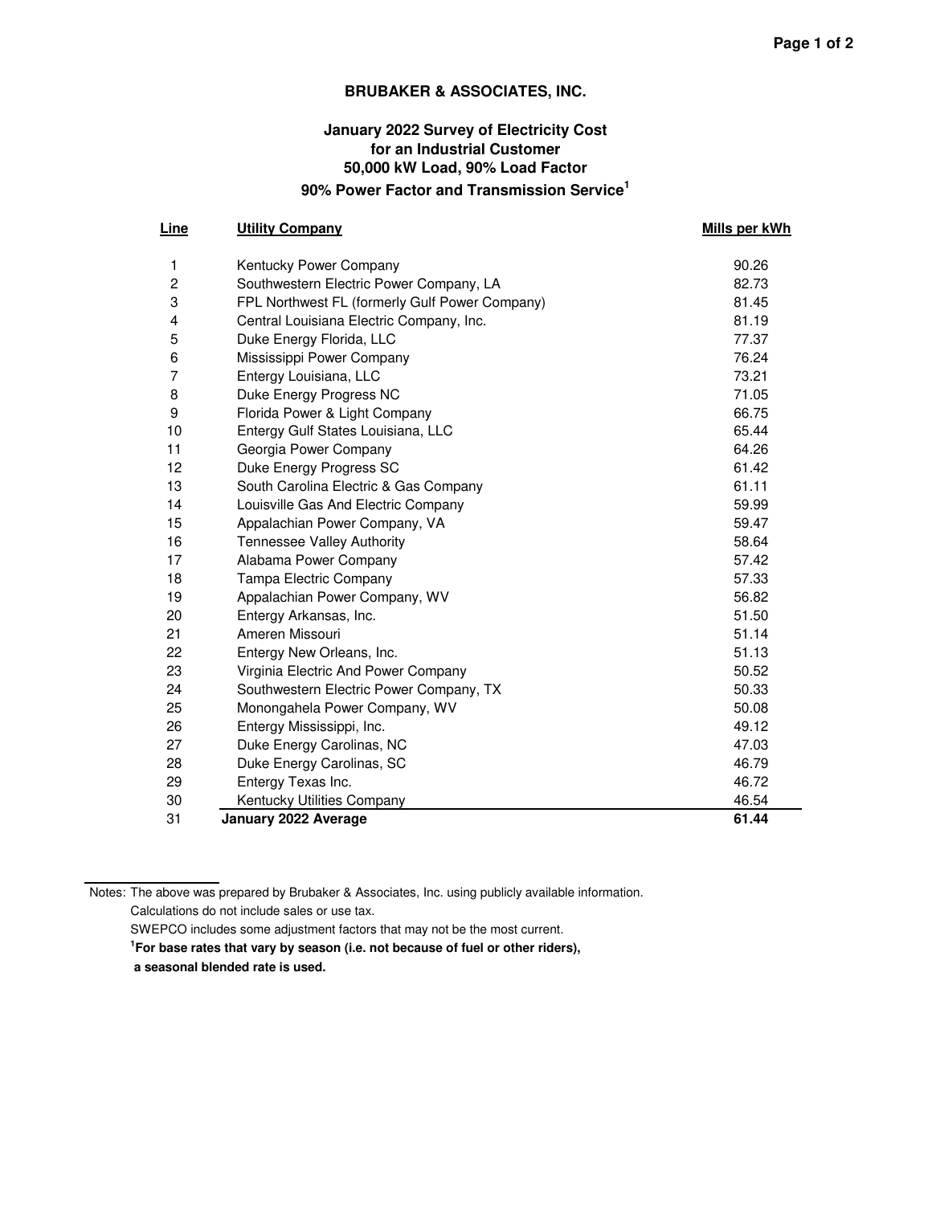## BRUBAKER & ASSOCIATES, INC.

### January 2022 Survey of Electricity Cost for an Industrial Customer 50,000 kW Load, 90% Load Factor 90% Power Factor and Transmission Service[1]

| Line | Utility Company | Mills per kWh |
|---|---|---|
| 1 | Kentucky Power Company | 90.26 |
| 2 | Southwestern Electric Power Company, LA | 82.73 |
| 3 | FPL Northwest FL (formerly Gulf Power Company) | 81.45 |
| 4 | Central Louisiana Electric Company, Inc. | 81.19 |
| 5 | Duke Energy Florida, LLC | 77.37 |
| 6 | Mississippi Power Company | 76.24 |
| 7 | Entergy Louisiana, LLC | 73.21 |
| 8 | Duke Energy Progress NC | 71.05 |
| 9 | Florida Power & Light Company | 66.75 |
| 10 | Entergy Gulf States Louisiana, LLC | 65.44 |
| 11 | Georgia Power Company | 64.26 |
| 12 | Duke Energy Progress SC | 61.42 |
| 13 | South Carolina Electric & Gas Company | 61.11 |
| 14 | Louisville Gas And Electric Company | 59.99 |
| 15 | Appalachian Power Company, VA | 59.47 |
| 16 | Tennessee Valley Authority | 58.64 |
| 17 | Alabama Power Company | 57.42 |
| 18 | Tampa Electric Company | 57.33 |
| 19 | Appalachian Power Company, WV | 56.82 |
| 20 | Entergy Arkansas, Inc. | 51.50 |
| 21 | Ameren Missouri | 51.14 |
| 22 | Entergy New Orleans, Inc. | 51.13 |
| 23 | Virginia Electric And Power Company | 50.52 |
| 24 | Southwestern Electric Power Company, TX | 50.33 |
| 25 | Monongahela Power Company, WV | 50.08 |
| 26 | Entergy Mississippi, Inc. | 49.12 |
| 27 | Duke Energy Carolinas, NC | 47.03 |
| 28 | Duke Energy Carolinas, SC | 46.79 |
| 29 | Entergy Texas Inc. | 46.72 |
| 30 | Kentucky Utilities Company | 46.54 |
| 31 | **January 2022 Average** | **61.44** |

Notes: The above was prepared by Brubaker & Associates, Inc. using publicly available information.
Calculations do not include sales or use tax.
SWEPCO includes some adjustment factors that may not be the most current.
**[1]For base rates that vary by season (i.e. not because of fuel or other riders), a seasonal blended rate is used.**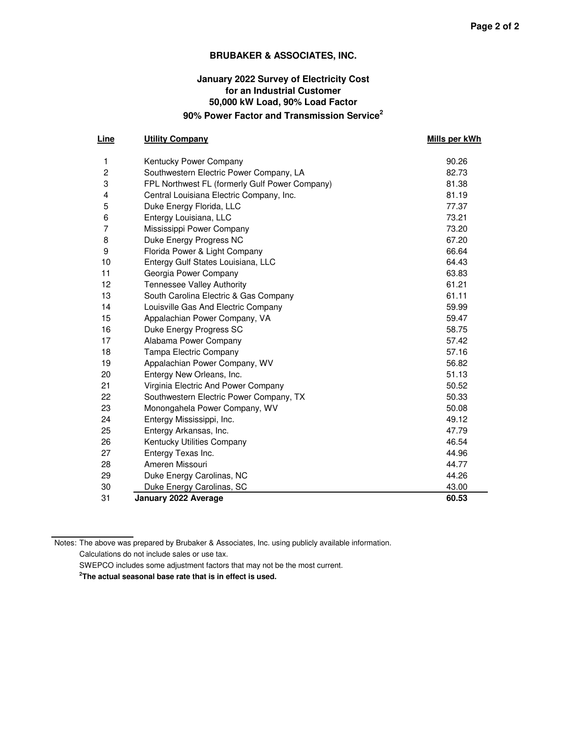**BRUBAKER & ASSOCIATES, INC.**

**January 2022 Survey of Electricity Cost**
**for an Industrial Customer**
**50,000 kW Load, 90% Load Factor**
**90% Power Factor and Transmission Service[2]**

| Line | Utility Company | Mills per kWh |
| --- | --- | --- |
| 1 | Kentucky Power Company | 90.26 |
| 2 | Southwestern Electric Power Company, LA | 82.73 |
| 3 | FPL Northwest FL (formerly Gulf Power Company) | 81.38 |
| 4 | Central Louisiana Electric Company, Inc. | 81.19 |
| 5 | Duke Energy Florida, LLC | 77.37 |
| 6 | Entergy Louisiana, LLC | 73.21 |
| 7 | Mississippi Power Company | 73.20 |
| 8 | Duke Energy Progress NC | 67.20 |
| 9 | Florida Power & Light Company | 66.64 |
| 10 | Entergy Gulf States Louisiana, LLC | 64.43 |
| 11 | Georgia Power Company | 63.83 |
| 12 | Tennessee Valley Authority | 61.21 |
| 13 | South Carolina Electric & Gas Company | 61.11 |
| 14 | Louisville Gas And Electric Company | 59.99 |
| 15 | Appalachian Power Company, VA | 59.47 |
| 16 | Duke Energy Progress SC | 58.75 |
| 17 | Alabama Power Company | 57.42 |
| 18 | Tampa Electric Company | 57.16 |
| 19 | Appalachian Power Company, WV | 56.82 |
| 20 | Entergy New Orleans, Inc. | 51.13 |
| 21 | Virginia Electric And Power Company | 50.52 |
| 22 | Southwestern Electric Power Company, TX | 50.33 |
| 23 | Monongahela Power Company, WV | 50.08 |
| 24 | Entergy Mississippi, Inc. | 49.12 |
| 25 | Entergy Arkansas, Inc. | 47.79 |
| 26 | Kentucky Utilities Company | 46.54 |
| 27 | Entergy Texas Inc. | 44.96 |
| 28 | Ameren Missouri | 44.77 |
| 29 | Duke Energy Carolinas, NC | 44.26 |
| 30 | Duke Energy Carolinas, SC | 43.00 |
| 31 | **January 2022 Average** | **60.53** |

Notes: The above was prepared by Brubaker & Associates, Inc. using publicly available information.

Calculations do not include sales or use tax.

SWEPCO includes some adjustment factors that may not be the most current.

**[2]The actual seasonal base rate that is in effect is used.**